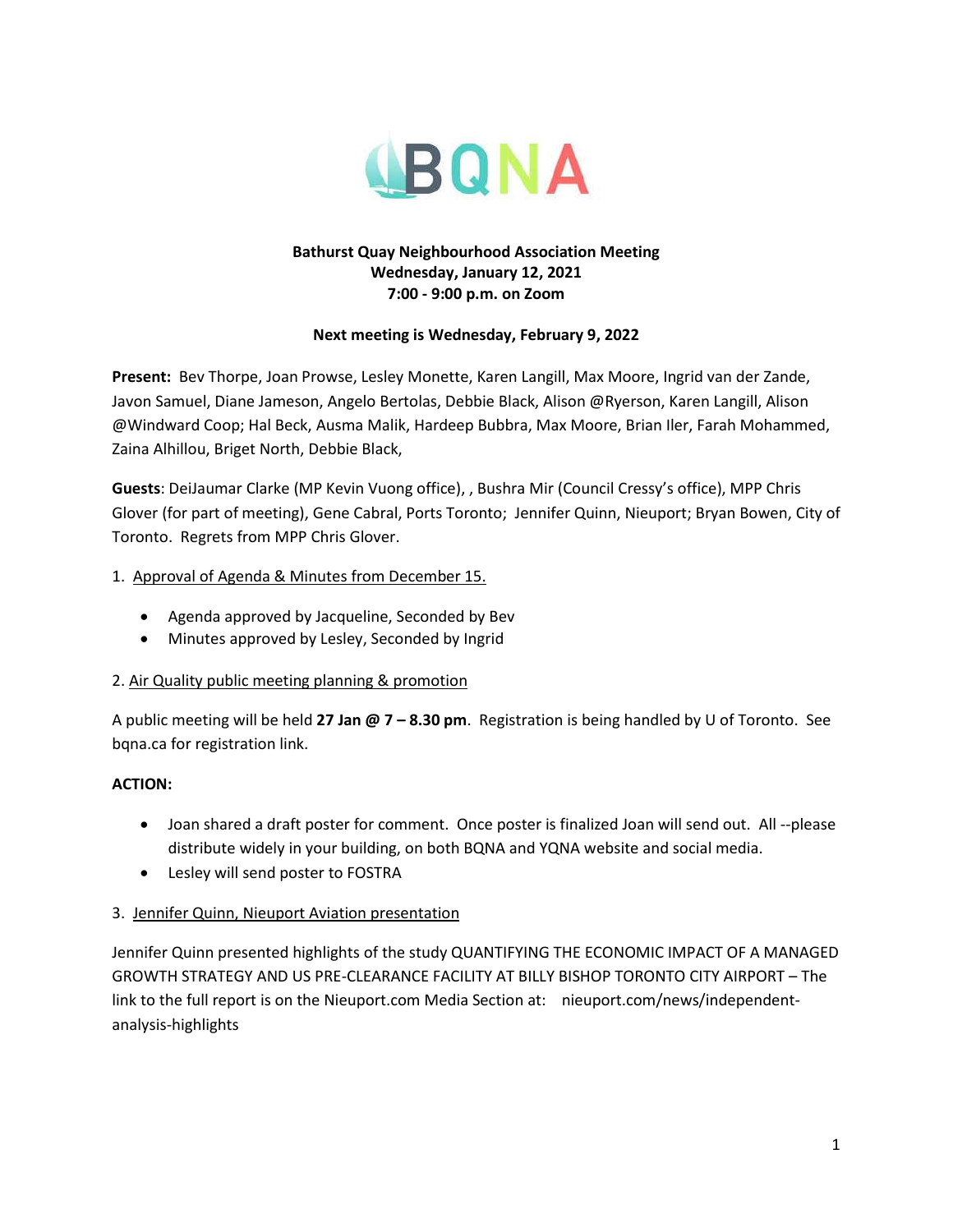BQNA

**Bathurst Quay Neighbourhood Association Meeting**
**Wednesday, January 12, 2021**
**7:00 - 9:00 p.m. on Zoom**

**Next meeting is Wednesday, February 9, 2022**

**Present:** Bev Thorpe, Joan Prowse, Lesley Monette, Karen Langill, Max Moore, Ingrid van der Zande, Javon Samuel, Diane Jameson, Angelo Bertolas, Debbie Black, Alison @Ryerson, Karen Langill, Alison @Windward Coop; Hal Beck, Ausma Malik, Hardeep Bubbra, Max Moore, Brian Iler, Farah Mohammed, Zaina Alhillou, Briget North, Debbie Black,

**Guests**: DeiJaumar Clarke (MP Kevin Vuong office), , Bushra Mir (Council Cressy's office), MPP Chris Glover (for part of meeting), Gene Cabral, Ports Toronto; Jennifer Quinn, Nieuport; Bryan Bowen, City of Toronto. Regrets from MPP Chris Glover.

1. Approval of Agenda & Minutes from December 15.

- Agenda approved by Jacqueline, Seconded by Bev
- Minutes approved by Lesley, Seconded by Ingrid

2. Air Quality public meeting planning & promotion

A public meeting will be held **27 Jan @ 7 – 8.30 pm**. Registration is being handled by U of Toronto. See bqna.ca for registration link.

**ACTION:**

- Joan shared a draft poster for comment. Once poster is finalized Joan will send out. All --please distribute widely in your building, on both BQNA and YQNA website and social media.
- Lesley will send poster to FOSTRA

3. Jennifer Quinn, Nieuport Aviation presentation

Jennifer Quinn presented highlights of the study QUANTIFYING THE ECONOMIC IMPACT OF A MANAGED GROWTH STRATEGY AND US PRE-CLEARANCE FACILITY AT BILLY BISHOP TORONTO CITY AIRPORT – The link to the full report is on the Nieuport.com Media Section at: nieuport.com/news/independent-analysis-highlights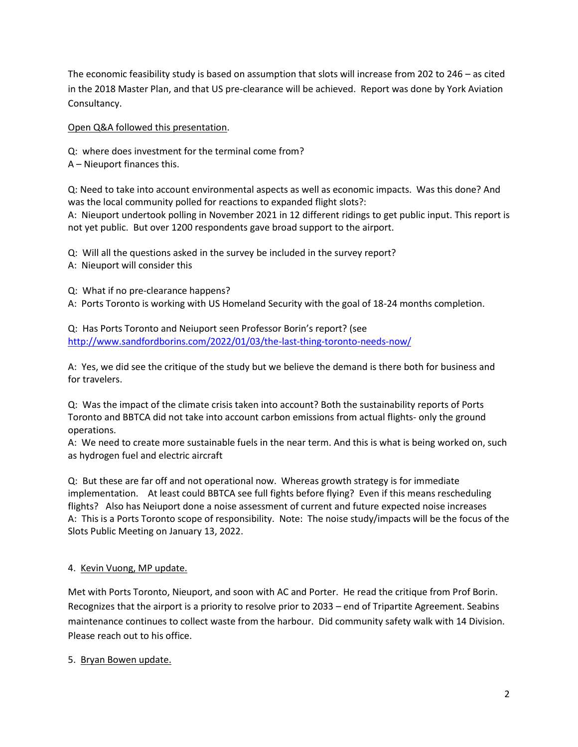The economic feasibility study is based on assumption that slots will increase from 202 to 246 – as cited in the 2018 Master Plan, and that US pre-clearance will be achieved. Report was done by York Aviation Consultancy.

<u>Open Q&A followed this presentation</u>.

Q: where does investment for the terminal come from?
A – Nieuport finances this.

Q: Need to take into account environmental aspects as well as economic impacts. Was this done? And was the local community polled for reactions to expanded flight slots?:
A: Nieuport undertook polling in November 2021 in 12 different ridings to get public input. This report is not yet public. But over 1200 respondents gave broad support to the airport.

Q: Will all the questions asked in the survey be included in the survey report?
A: Nieuport will consider this

Q: What if no pre-clearance happens?
A: Ports Toronto is working with US Homeland Security with the goal of 18-24 months completion.

Q: Has Ports Toronto and Neiuport seen Professor Borin's report? (see http://www.sandfordborins.com/2022/01/03/the-last-thing-toronto-needs-now/

A: Yes, we did see the critique of the study but we believe the demand is there both for business and for travelers.

Q: Was the impact of the climate crisis taken into account? Both the sustainability reports of Ports Toronto and BBTCA did not take into account carbon emissions from actual flights- only the ground operations.
A: We need to create more sustainable fuels in the near term. And this is what is being worked on, such as hydrogen fuel and electric aircraft

Q: But these are far off and not operational now. Whereas growth strategy is for immediate implementation. At least could BBTCA see full fights before flying? Even if this means rescheduling flights? Also has Neiuport done a noise assessment of current and future expected noise increases
A: This is a Ports Toronto scope of responsibility. Note: The noise study/impacts will be the focus of the Slots Public Meeting on January 13, 2022.

4. <u>Kevin Vuong, MP update.</u>

Met with Ports Toronto, Nieuport, and soon with AC and Porter. He read the critique from Prof Borin. Recognizes that the airport is a priority to resolve prior to 2033 – end of Tripartite Agreement. Seabins maintenance continues to collect waste from the harbour. Did community safety walk with 14 Division. Please reach out to his office.

5. <u>Bryan Bowen update.</u>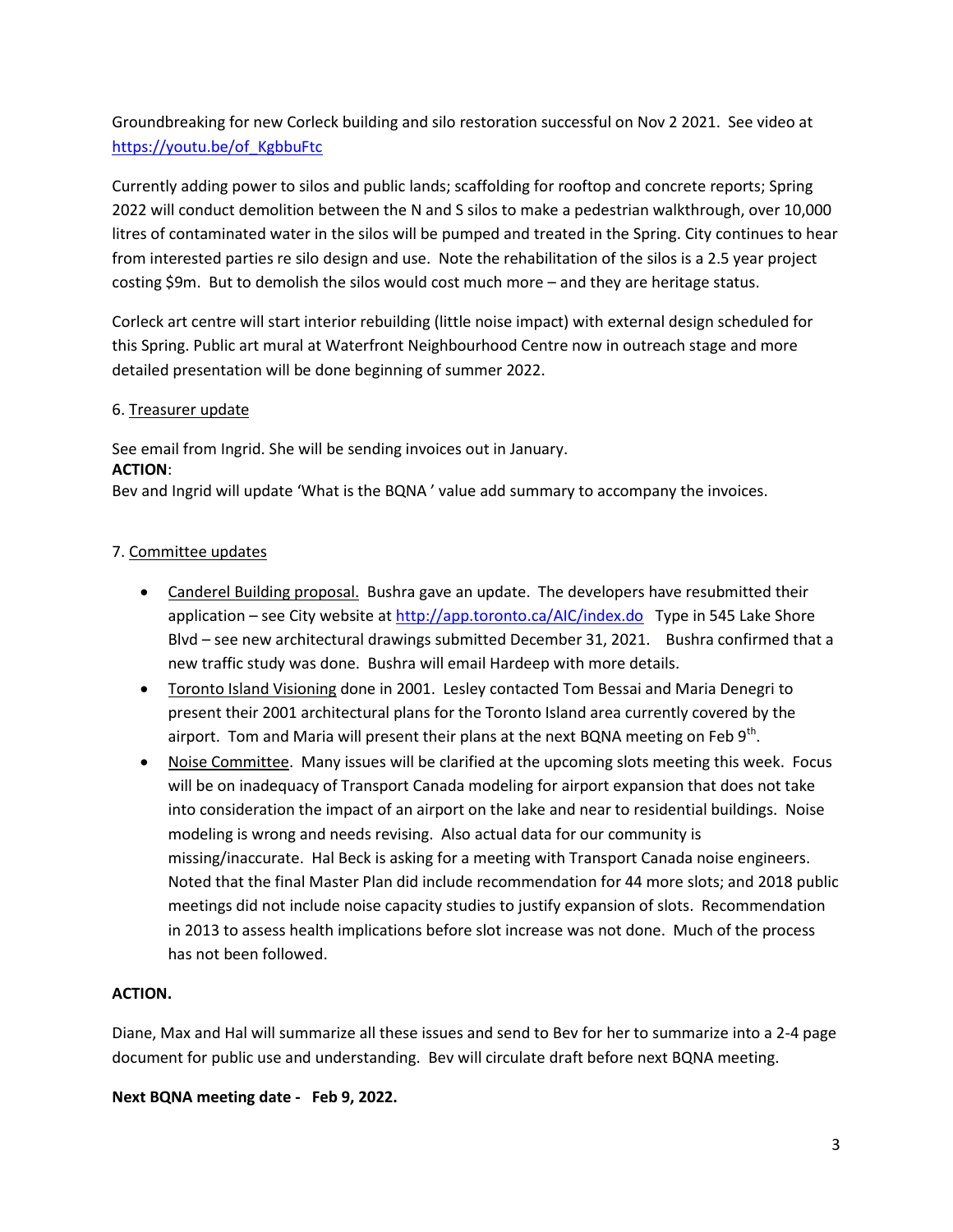Groundbreaking for new Corleck building and silo restoration successful on Nov 2 2021. See video at https://youtu.be/of_KgbbuFtc

Currently adding power to silos and public lands; scaffolding for rooftop and concrete reports; Spring 2022 will conduct demolition between the N and S silos to make a pedestrian walkthrough, over 10,000 litres of contaminated water in the silos will be pumped and treated in the Spring. City continues to hear from interested parties re silo design and use. Note the rehabilitation of the silos is a 2.5 year project costing $9m. But to demolish the silos would cost much more – and they are heritage status.

Corleck art centre will start interior rebuilding (little noise impact) with external design scheduled for this Spring. Public art mural at Waterfront Neighbourhood Centre now in outreach stage and more detailed presentation will be done beginning of summer 2022.

6. Treasurer update

See email from Ingrid. She will be sending invoices out in January.
**ACTION**:
Bev and Ingrid will update 'What is the BQNA ' value add summary to accompany the invoices.

7. Committee updates

- Canderel Building proposal. Bushra gave an update. The developers have resubmitted their application – see City website at http://app.toronto.ca/AIC/index.do Type in 545 Lake Shore Blvd – see new architectural drawings submitted December 31, 2021. Bushra confirmed that a new traffic study was done. Bushra will email Hardeep with more details.
- Toronto Island Visioning done in 2001. Lesley contacted Tom Bessai and Maria Denegri to present their 2001 architectural plans for the Toronto Island area currently covered by the airport. Tom and Maria will present their plans at the next BQNA meeting on Feb 9th.
- Noise Committee. Many issues will be clarified at the upcoming slots meeting this week. Focus will be on inadequacy of Transport Canada modeling for airport expansion that does not take into consideration the impact of an airport on the lake and near to residential buildings. Noise modeling is wrong and needs revising. Also actual data for our community is missing/inaccurate. Hal Beck is asking for a meeting with Transport Canada noise engineers. Noted that the final Master Plan did include recommendation for 44 more slots; and 2018 public meetings did not include noise capacity studies to justify expansion of slots. Recommendation in 2013 to assess health implications before slot increase was not done. Much of the process has not been followed.

**ACTION.**

Diane, Max and Hal will summarize all these issues and send to Bev for her to summarize into a 2-4 page document for public use and understanding. Bev will circulate draft before next BQNA meeting.

**Next BQNA meeting date - Feb 9, 2022.**